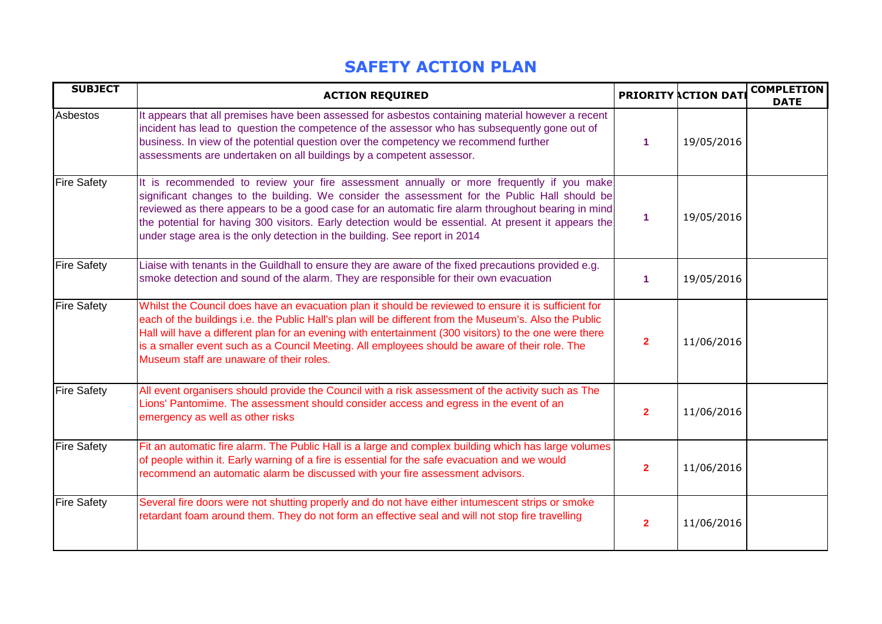# SAFETY ACTION PLAN

| SUBJECT | ACTION REQUIRED | PRIORITY | ACTION DATE | COMPLETION DATE |
|---|---|---|---|---|
| Asbestos | It appears that all premises have been assessed for asbestos containing material however a recent incident has lead to question the competence of the assessor who has subsequently gone out of business. In view of the potential question over the competency we recommend further assessments are undertaken on all buildings by a competent assessor. | 1 | 19/05/2016 | |
| Fire Safety | It is recommended to review your fire assessment annually or more frequently if you make significant changes to the building. We consider the assessment for the Public Hall should be reviewed as there appears to be a good case for an automatic fire alarm throughout bearing in mind the potential for having 300 visitors. Early detection would be essential. At present it appears the under stage area is the only detection in the building. See report in 2014 | 1 | 19/05/2016 | |
| Fire Safety | Liaise with tenants in the Guildhall to ensure they are aware of the fixed precautions provided e.g. smoke detection and sound of the alarm. They are responsible for their own evacuation | 1 | 19/05/2016 | |
| Fire Safety | Whilst the Council does have an evacuation plan it should be reviewed to ensure it is sufficient for each of the buildings i.e. the Public Hall's plan will be different from the Museum's. Also the Public Hall will have a different plan for an evening with entertainment (300 visitors) to the one were there is a smaller event such as a Council Meeting. All employees should be aware of their role. The Museum staff are unaware of their roles. | 2 | 11/06/2016 | |
| Fire Safety | All event organisers should provide the Council with a risk assessment of the activity such as The Lions' Pantomime. The assessment should consider access and egress in the event of an emergency as well as other risks | 2 | 11/06/2016 | |
| Fire Safety | Fit an automatic fire alarm. The Public Hall is a large and complex building which has large volumes of people within it. Early warning of a fire is essential for the safe evacuation and we would recommend an automatic alarm be discussed with your fire assessment advisors. | 2 | 11/06/2016 | |
| Fire Safety | Several fire doors were not shutting properly and do not have either intumescent strips or smoke retardant foam around them. They do not form an effective seal and will not stop fire travelling | 2 | 11/06/2016 | |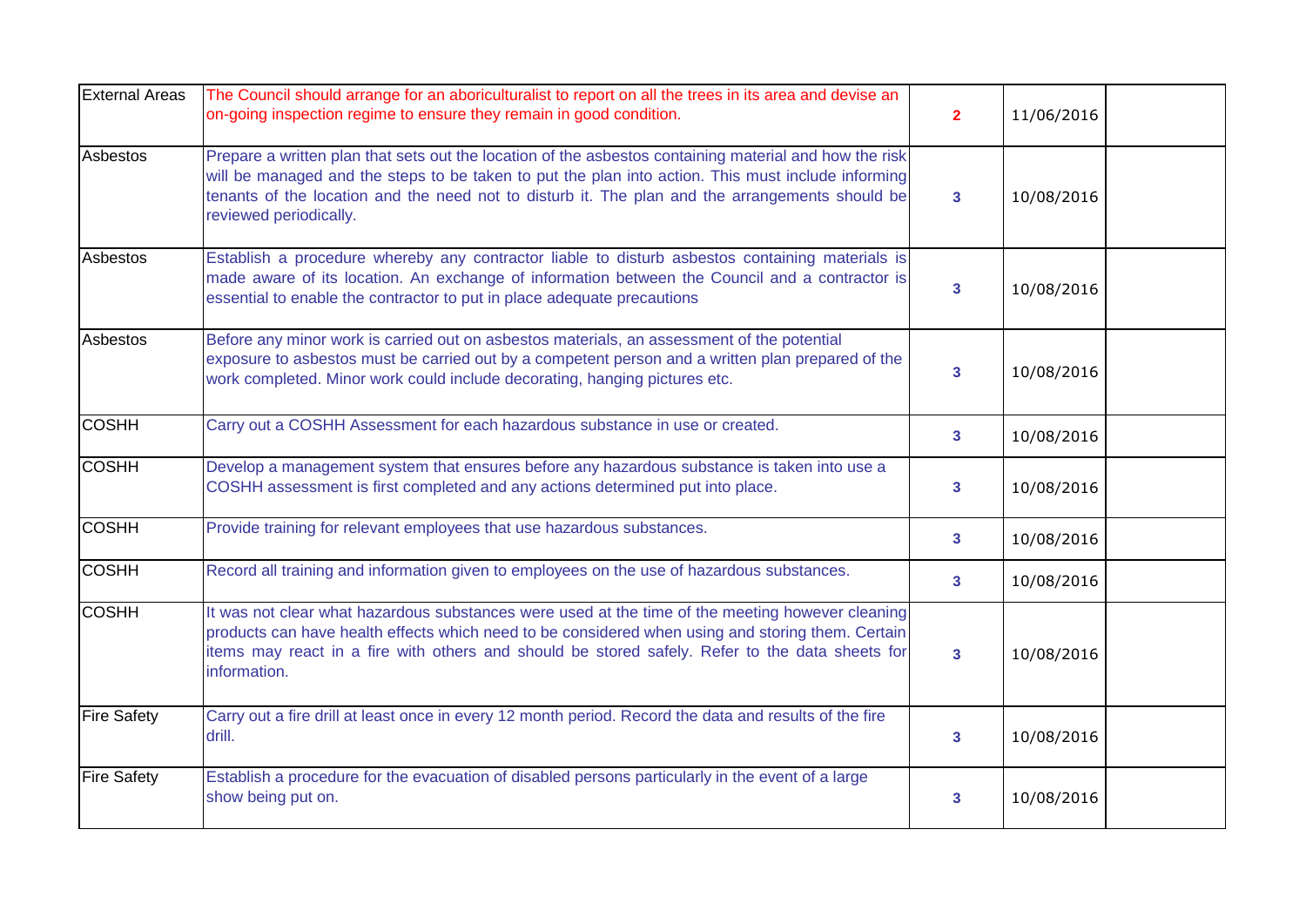| | | | | |
|---|---|---|---|---|
| External Areas | The Council should arrange for an aboriculturalist to report on all the trees in its area and devise an on-going inspection regime to ensure they remain in good condition. | 2 | 11/06/2016 | |
| Asbestos | Prepare a written plan that sets out the location of the asbestos containing material and how the risk will be managed and the steps to be taken to put the plan into action. This must include informing tenants of the location and the need not to disturb it. The plan and the arrangements should be reviewed periodically. | 3 | 10/08/2016 | |
| Asbestos | Establish a procedure whereby any contractor liable to disturb asbestos containing materials is made aware of its location. An exchange of information between the Council and a contractor is essential to enable the contractor to put in place adequate precautions | 3 | 10/08/2016 | |
| Asbestos | Before any minor work is carried out on asbestos materials, an assessment of the potential exposure to asbestos must be carried out by a competent person and a written plan prepared of the work completed. Minor work could include decorating, hanging pictures etc. | 3 | 10/08/2016 | |
| COSHH | Carry out a COSHH Assessment for each hazardous substance in use or created. | 3 | 10/08/2016 | |
| COSHH | Develop a management system that ensures before any hazardous substance is taken into use a COSHH assessment is first completed and any actions determined put into place. | 3 | 10/08/2016 | |
| COSHH | Provide training for relevant employees that use hazardous substances. | 3 | 10/08/2016 | |
| COSHH | Record all training and information given to employees on the use of hazardous substances. | 3 | 10/08/2016 | |
| COSHH | It was not clear what hazardous substances were used at the time of the meeting however cleaning products can have health effects which need to be considered when using and storing them. Certain items may react in a fire with others and should be stored safely. Refer to the data sheets for information. | 3 | 10/08/2016 | |
| Fire Safety | Carry out a fire drill at least once in every 12 month period. Record the data and results of the fire drill. | 3 | 10/08/2016 | |
| Fire Safety | Establish a procedure for the evacuation of disabled persons particularly in the event of a large show being put on. | 3 | 10/08/2016 | |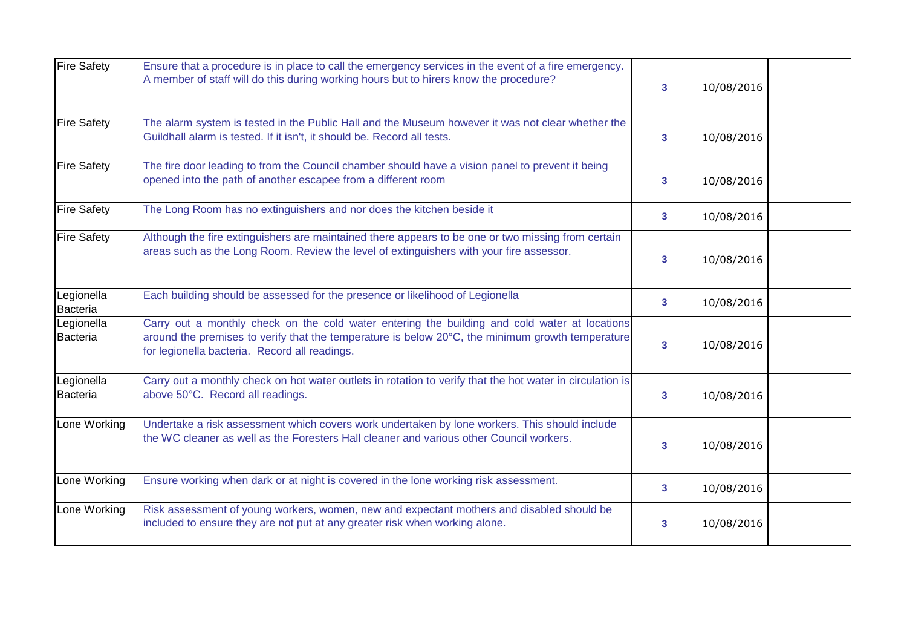| | | | | |
|---|---|---|---|---|
| Fire Safety | Ensure that a procedure is in place to call the emergency services in the event of a fire emergency. A member of staff will do this during working hours but to hirers know the procedure? | 3 | 10/08/2016 | |
| Fire Safety | The alarm system is tested in the Public Hall and the Museum however it was not clear whether the Guildhall alarm is tested. If it isn't, it should be. Record all tests. | 3 | 10/08/2016 | |
| Fire Safety | The fire door leading to from the Council chamber should have a vision panel to prevent it being opened into the path of another escapee from a different room | 3 | 10/08/2016 | |
| Fire Safety | The Long Room has no extinguishers and nor does the kitchen beside it | 3 | 10/08/2016 | |
| Fire Safety | Although the fire extinguishers are maintained there appears to be one or two missing from certain areas such as the Long Room. Review the level of extinguishers with your fire assessor. | 3 | 10/08/2016 | |
| Legionella Bacteria | Each building should be assessed for the presence or likelihood of Legionella | 3 | 10/08/2016 | |
| Legionella Bacteria | Carry out a monthly check on the cold water entering the building and cold water at locations around the premises to verify that the temperature is below 20°C, the minimum growth temperature for legionella bacteria. Record all readings. | 3 | 10/08/2016 | |
| Legionella Bacteria | Carry out a monthly check on hot water outlets in rotation to verify that the hot water in circulation is above 50°C. Record all readings. | 3 | 10/08/2016 | |
| Lone Working | Undertake a risk assessment which covers work undertaken by lone workers. This should include the WC cleaner as well as the Foresters Hall cleaner and various other Council workers. | 3 | 10/08/2016 | |
| Lone Working | Ensure working when dark or at night is covered in the lone working risk assessment. | 3 | 10/08/2016 | |
| Lone Working | Risk assessment of young workers, women, new and expectant mothers and disabled should be included to ensure they are not put at any greater risk when working alone. | 3 | 10/08/2016 | |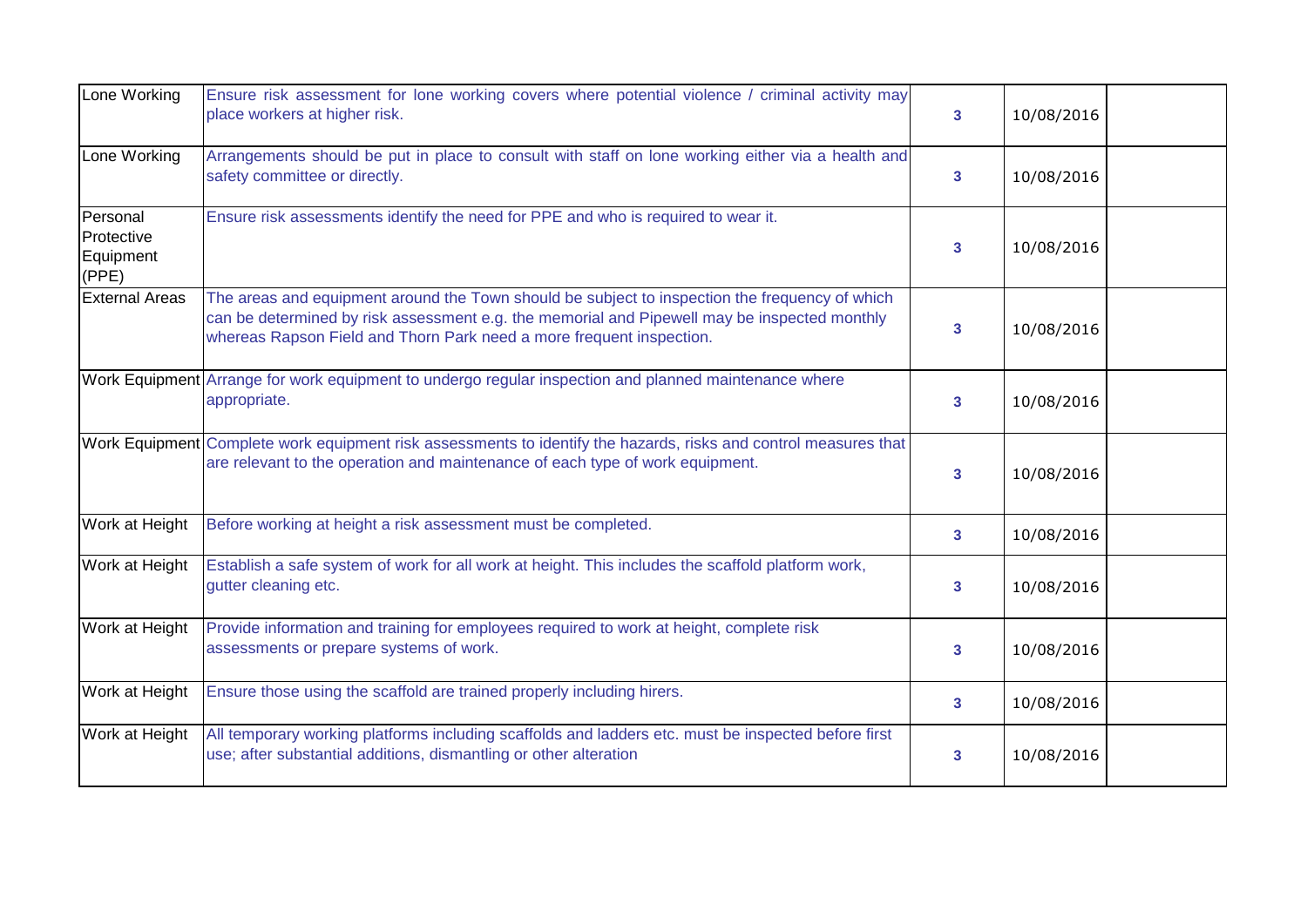| | | | | |
|---|---|---|---|---|
| Lone Working | Ensure risk assessment for lone working covers where potential violence / criminal activity may place workers at higher risk. | 3 | 10/08/2016 | |
| Lone Working | Arrangements should be put in place to consult with staff on lone working either via a health and safety committee or directly. | 3 | 10/08/2016 | |
| Personal Protective Equipment (PPE) | Ensure risk assessments identify the need for PPE and who is required to wear it. | 3 | 10/08/2016 | |
| External Areas | The areas and equipment around the Town should be subject to inspection the frequency of which can be determined by risk assessment e.g. the memorial and Pipewell may be inspected monthly whereas Rapson Field and Thorn Park need a more frequent inspection. | 3 | 10/08/2016 | |
| Work Equipment | Arrange for work equipment to undergo regular inspection and planned maintenance where appropriate. | 3 | 10/08/2016 | |
| Work Equipment | Complete work equipment risk assessments to identify the hazards, risks and control measures that are relevant to the operation and maintenance of each type of work equipment. | 3 | 10/08/2016 | |
| Work at Height | Before working at height a risk assessment must be completed. | 3 | 10/08/2016 | |
| Work at Height | Establish a safe system of work for all work at height. This includes the scaffold platform work, gutter cleaning etc. | 3 | 10/08/2016 | |
| Work at Height | Provide information and training for employees required to work at height, complete risk assessments or prepare systems of work. | 3 | 10/08/2016 | |
| Work at Height | Ensure those using the scaffold are trained properly including hirers. | 3 | 10/08/2016 | |
| Work at Height | All temporary working platforms including scaffolds and ladders etc. must be inspected before first use; after substantial additions, dismantling or other alteration | 3 | 10/08/2016 | |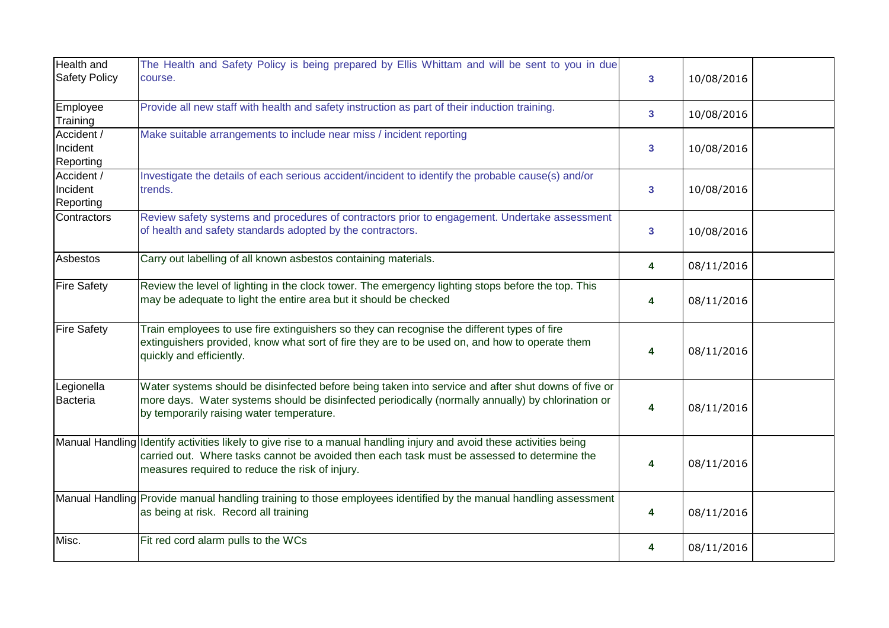| | | | | |
|---|---|---|---|---|
| Health and Safety Policy | The Health and Safety Policy is being prepared by Ellis Whittam and will be sent to you in due course. | 3 | 10/08/2016 | |
| Employee Training | Provide all new staff with health and safety instruction as part of their induction training. | 3 | 10/08/2016 | |
| Accident / Incident Reporting | Make suitable arrangements to include near miss / incident reporting | 3 | 10/08/2016 | |
| Accident / Incident Reporting | Investigate the details of each serious accident/incident to identify the probable cause(s) and/or trends. | 3 | 10/08/2016 | |
| Contractors | Review safety systems and procedures of contractors prior to engagement. Undertake assessment of health and safety standards adopted by the contractors. | 3 | 10/08/2016 | |
| Asbestos | Carry out labelling of all known asbestos containing materials. | 4 | 08/11/2016 | |
| Fire Safety | Review the level of lighting in the clock tower. The emergency lighting stops before the top. This may be adequate to light the entire area but it should be checked | 4 | 08/11/2016 | |
| Fire Safety | Train employees to use fire extinguishers so they can recognise the different types of fire extinguishers provided, know what sort of fire they are to be used on, and how to operate them quickly and efficiently. | 4 | 08/11/2016 | |
| Legionella Bacteria | Water systems should be disinfected before being taken into service and after shut downs of five or more days. Water systems should be disinfected periodically (normally annually) by chlorination or by temporarily raising water temperature. | 4 | 08/11/2016 | |
| Manual Handling | Identify activities likely to give rise to a manual handling injury and avoid these activities being carried out. Where tasks cannot be avoided then each task must be assessed to determine the measures required to reduce the risk of injury. | 4 | 08/11/2016 | |
| Manual Handling | Provide manual handling training to those employees identified by the manual handling assessment as being at risk. Record all training | 4 | 08/11/2016 | |
| Misc. | Fit red cord alarm pulls to the WCs | 4 | 08/11/2016 | |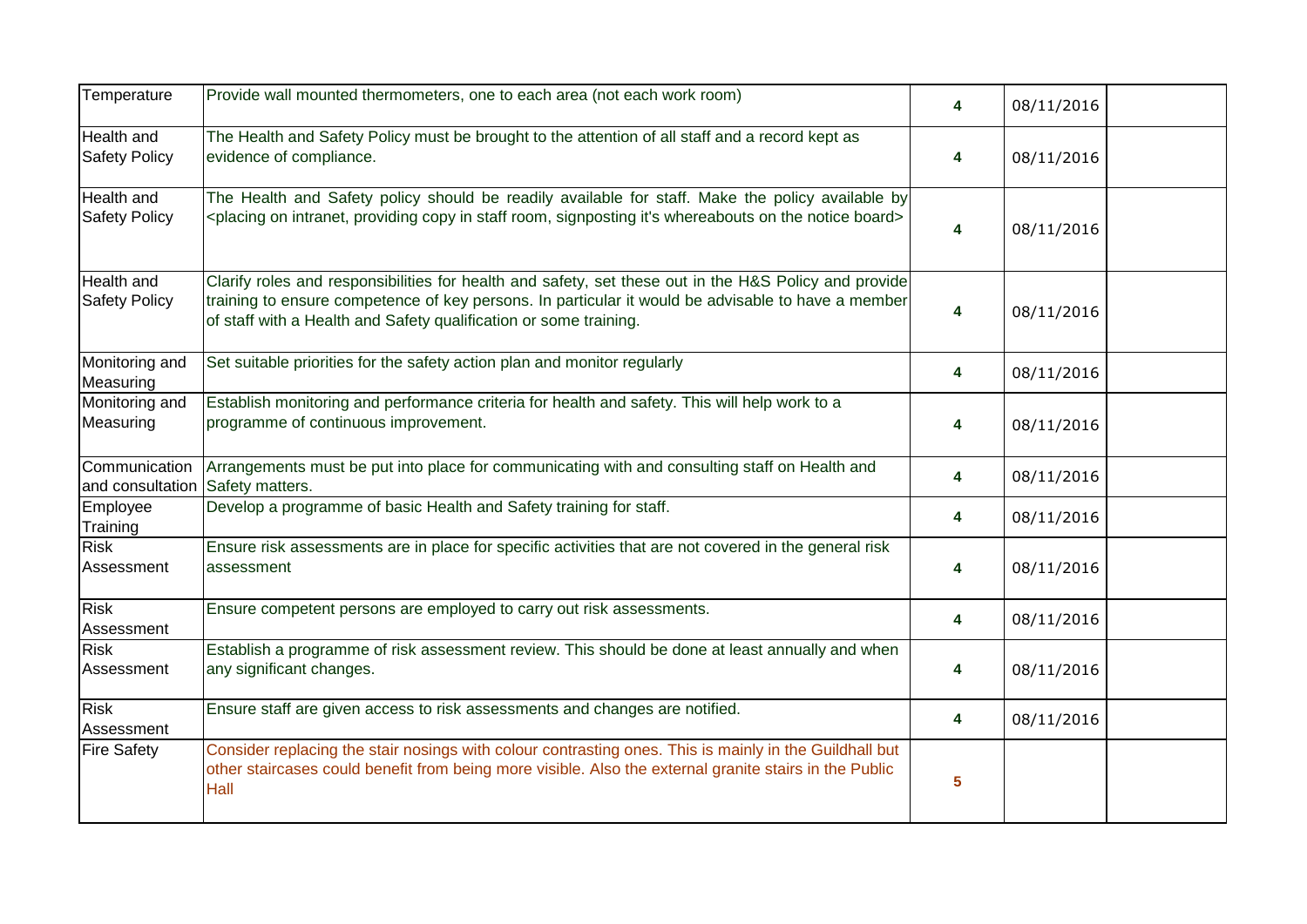| | | | | |
|---|---|---|---|---|
| Temperature | Provide wall mounted thermometers, one to each area (not each work room) | 4 | 08/11/2016 | |
| Health and Safety Policy | The Health and Safety Policy must be brought to the attention of all staff and a record kept as evidence of compliance. | 4 | 08/11/2016 | |
| Health and Safety Policy | The Health and Safety policy should be readily available for staff. Make the policy available by <placing on intranet, providing copy in staff room, signposting it's whereabouts on the notice board> | 4 | 08/11/2016 | |
| Health and Safety Policy | Clarify roles and responsibilities for health and safety, set these out in the H&S Policy and provide training to ensure competence of key persons. In particular it would be advisable to have a member of staff with a Health and Safety qualification or some training. | 4 | 08/11/2016 | |
| Monitoring and Measuring | Set suitable priorities for the safety action plan and monitor regularly | 4 | 08/11/2016 | |
| Monitoring and Measuring | Establish monitoring and performance criteria for health and safety. This will help work to a programme of continuous improvement. | 4 | 08/11/2016 | |
| Communication and consultation | Arrangements must be put into place for communicating with and consulting staff on Health and Safety matters. | 4 | 08/11/2016 | |
| Employee Training | Develop a programme of basic Health and Safety training for staff. | 4 | 08/11/2016 | |
| Risk Assessment | Ensure risk assessments are in place for specific activities that are not covered in the general risk assessment | 4 | 08/11/2016 | |
| Risk Assessment | Ensure competent persons are employed to carry out risk assessments. | 4 | 08/11/2016 | |
| Risk Assessment | Establish a programme of risk assessment review. This should be done at least annually and when any significant changes. | 4 | 08/11/2016 | |
| Risk Assessment | Ensure staff are given access to risk assessments and changes are notified. | 4 | 08/11/2016 | |
| Fire Safety | Consider replacing the stair nosings with colour contrasting ones. This is mainly in the Guildhall but other staircases could benefit from being more visible. Also the external granite stairs in the Public Hall | 5 | | |